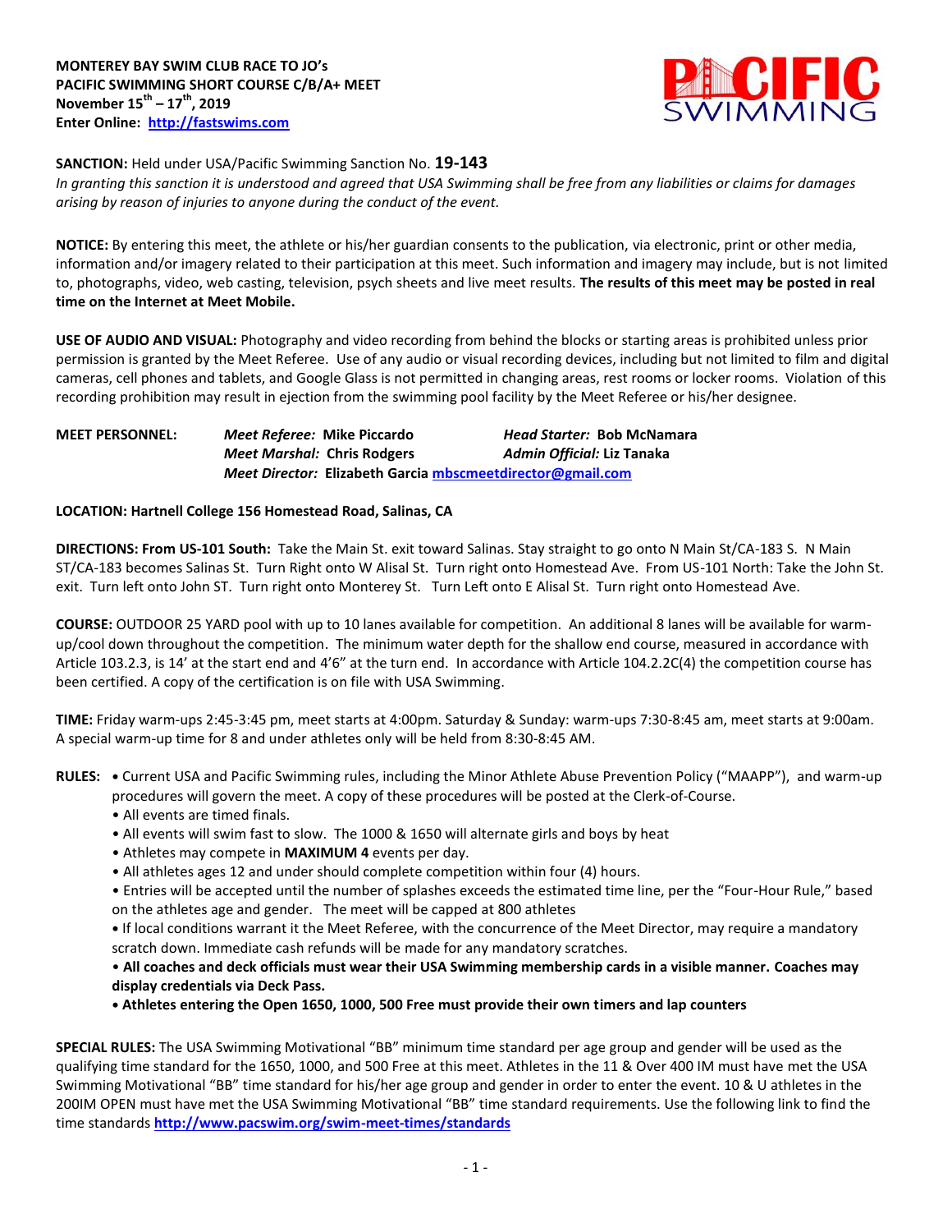**MONTEREY BAY SWIM CLUB RACE TO JO's**
**PACIFIC SWIMMING SHORT COURSE C/B/A+ MEET**
**November 15th – 17th, 2019**
**Enter Online: http://fastswims.com**

**SANCTION:** Held under USA/Pacific Swimming Sanction No. **19-143**
*In granting this sanction it is understood and agreed that USA Swimming shall be free from any liabilities or claims for damages arising by reason of injuries to anyone during the conduct of the event.*

**NOTICE:** By entering this meet, the athlete or his/her guardian consents to the publication, via electronic, print or other media, information and/or imagery related to their participation at this meet. Such information and imagery may include, but is not limited to, photographs, video, web casting, television, psych sheets and live meet results. **The results of this meet may be posted in real time on the Internet at Meet Mobile.**

**USE OF AUDIO AND VISUAL:** Photography and video recording from behind the blocks or starting areas is prohibited unless prior permission is granted by the Meet Referee. Use of any audio or visual recording devices, including but not limited to film and digital cameras, cell phones and tablets, and Google Glass is not permitted in changing areas, rest rooms or locker rooms. Violation of this recording prohibition may result in ejection from the swimming pool facility by the Meet Referee or his/her designee.

**MEET PERSONNEL:**
- ***Meet Referee:*** **Mike Piccardo**
- ***Head Starter:*** **Bob McNamara**
- ***Meet Marshal:*** **Chris Rodgers**
- ***Admin Official:*** **Liz Tanaka**
- ***Meet Director:*** **Elizabeth Garcia mbscmeetdirector@gmail.com**

**LOCATION: Hartnell College 156 Homestead Road, Salinas, CA**

**DIRECTIONS: From US-101 South:** Take the Main St. exit toward Salinas. Stay straight to go onto N Main St/CA-183 S. N Main ST/CA-183 becomes Salinas St. Turn Right onto W Alisal St. Turn right onto Homestead Ave. From US-101 North: Take the John St. exit. Turn left onto John ST. Turn right onto Monterey St. Turn Left onto E Alisal St. Turn right onto Homestead Ave.

**COURSE:** OUTDOOR 25 YARD pool with up to 10 lanes available for competition. An additional 8 lanes will be available for warm-up/cool down throughout the competition. The minimum water depth for the shallow end course, measured in accordance with Article 103.2.3, is 14' at the start end and 4'6" at the turn end. In accordance with Article 104.2.2C(4) the competition course has been certified. A copy of the certification is on file with USA Swimming.

**TIME:** Friday warm-ups 2:45-3:45 pm, meet starts at 4:00pm. Saturday & Sunday: warm-ups 7:30-8:45 am, meet starts at 9:00am. A special warm-up time for 8 and under athletes only will be held from 8:30-8:45 AM.

**RULES:**
- Current USA and Pacific Swimming rules, including the Minor Athlete Abuse Prevention Policy ("MAAPP"), and warm-up procedures will govern the meet. A copy of these procedures will be posted at the Clerk-of-Course.
- All events are timed finals.
- All events will swim fast to slow. The 1000 & 1650 will alternate girls and boys by heat
- Athletes may compete in **MAXIMUM 4** events per day.
- All athletes ages 12 and under should complete competition within four (4) hours.
- Entries will be accepted until the number of splashes exceeds the estimated time line, per the "Four-Hour Rule," based on the athletes age and gender. The meet will be capped at 800 athletes
- If local conditions warrant it the Meet Referee, with the concurrence of the Meet Director, may require a mandatory scratch down. Immediate cash refunds will be made for any mandatory scratches.
- **All coaches and deck officials must wear their USA Swimming membership cards in a visible manner. Coaches may display credentials via Deck Pass.**
- **Athletes entering the Open 1650, 1000, 500 Free must provide their own timers and lap counters**

**SPECIAL RULES:** The USA Swimming Motivational "BB" minimum time standard per age group and gender will be used as the qualifying time standard for the 1650, 1000, and 500 Free at this meet. Athletes in the 11 & Over 400 IM must have met the USA Swimming Motivational "BB" time standard for his/her age group and gender in order to enter the event. 10 & U athletes in the 200IM OPEN must have met the USA Swimming Motivational "BB" time standard requirements. Use the following link to find the time standards **http://www.pacswim.org/swim-meet-times/standards**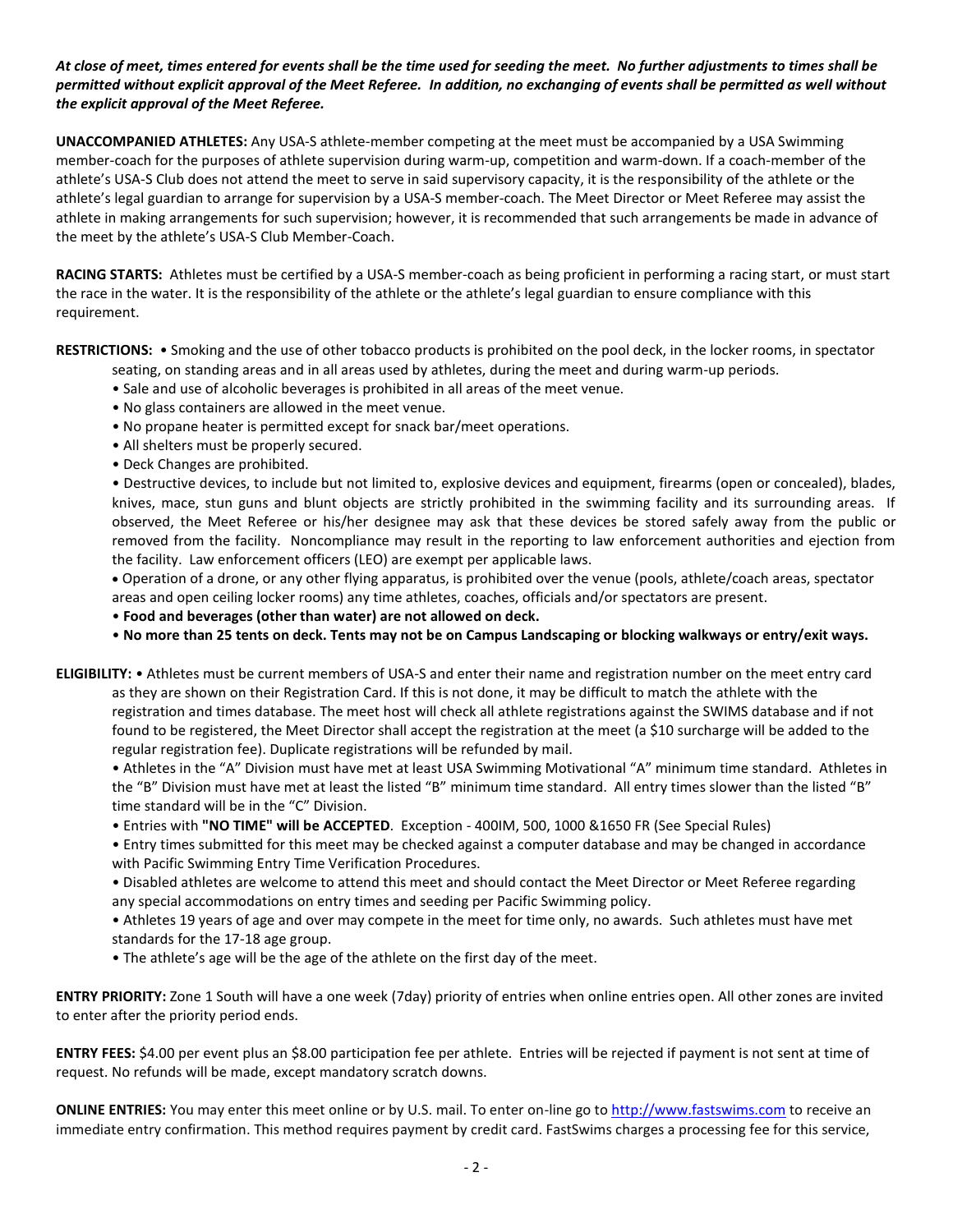***At close of meet, times entered for events shall be the time used for seeding the meet. No further adjustments to times shall be permitted without explicit approval of the Meet Referee. In addition, no exchanging of events shall be permitted as well without the explicit approval of the Meet Referee.***

**UNACCOMPANIED ATHLETES:** Any USA-S athlete-member competing at the meet must be accompanied by a USA Swimming member-coach for the purposes of athlete supervision during warm-up, competition and warm-down. If a coach-member of the athlete's USA-S Club does not attend the meet to serve in said supervisory capacity, it is the responsibility of the athlete or the athlete's legal guardian to arrange for supervision by a USA-S member-coach. The Meet Director or Meet Referee may assist the athlete in making arrangements for such supervision; however, it is recommended that such arrangements be made in advance of the meet by the athlete's USA-S Club Member-Coach.

**RACING STARTS:** Athletes must be certified by a USA-S member-coach as being proficient in performing a racing start, or must start the race in the water. It is the responsibility of the athlete or the athlete's legal guardian to ensure compliance with this requirement.

**RESTRICTIONS:**

- Smoking and the use of other tobacco products is prohibited on the pool deck, in the locker rooms, in spectator seating, on standing areas and in all areas used by athletes, during the meet and during warm-up periods.
- Sale and use of alcoholic beverages is prohibited in all areas of the meet venue.
- No glass containers are allowed in the meet venue.
- No propane heater is permitted except for snack bar/meet operations.
- All shelters must be properly secured.
- Deck Changes are prohibited.
- Destructive devices, to include but not limited to, explosive devices and equipment, firearms (open or concealed), blades, knives, mace, stun guns and blunt objects are strictly prohibited in the swimming facility and its surrounding areas. If observed, the Meet Referee or his/her designee may ask that these devices be stored safely away from the public or removed from the facility. Noncompliance may result in the reporting to law enforcement authorities and ejection from the facility. Law enforcement officers (LEO) are exempt per applicable laws.
- Operation of a drone, or any other flying apparatus, is prohibited over the venue (pools, athlete/coach areas, spectator areas and open ceiling locker rooms) any time athletes, coaches, officials and/or spectators are present.
- **Food and beverages (other than water) are not allowed on deck.**
- **No more than 25 tents on deck. Tents may not be on Campus Landscaping or blocking walkways or entry/exit ways.**

**ELIGIBILITY:**

- Athletes must be current members of USA-S and enter their name and registration number on the meet entry card as they are shown on their Registration Card. If this is not done, it may be difficult to match the athlete with the registration and times database. The meet host will check all athlete registrations against the SWIMS database and if not found to be registered, the Meet Director shall accept the registration at the meet (a $10 surcharge will be added to the regular registration fee). Duplicate registrations will be refunded by mail.
- Athletes in the "A" Division must have met at least USA Swimming Motivational "A" minimum time standard. Athletes in the "B" Division must have met at least the listed "B" minimum time standard. All entry times slower than the listed "B" time standard will be in the "C" Division.
- Entries with **"NO TIME" will be ACCEPTED**. Exception - 400IM, 500, 1000 &1650 FR (See Special Rules)
- Entry times submitted for this meet may be checked against a computer database and may be changed in accordance with Pacific Swimming Entry Time Verification Procedures.
- Disabled athletes are welcome to attend this meet and should contact the Meet Director or Meet Referee regarding any special accommodations on entry times and seeding per Pacific Swimming policy.
- Athletes 19 years of age and over may compete in the meet for time only, no awards. Such athletes must have met standards for the 17-18 age group.
- The athlete's age will be the age of the athlete on the first day of the meet.

**ENTRY PRIORITY:** Zone 1 South will have a one week (7day) priority of entries when online entries open. All other zones are invited to enter after the priority period ends.

**ENTRY FEES:** $4.00 per event plus an $8.00 participation fee per athlete. Entries will be rejected if payment is not sent at time of request. No refunds will be made, except mandatory scratch downs.

**ONLINE ENTRIES:** You may enter this meet online or by U.S. mail. To enter on-line go to [http://www.fastswims.com](http://www.fastswims.com) to receive an immediate entry confirmation. This method requires payment by credit card. FastSwims charges a processing fee for this service,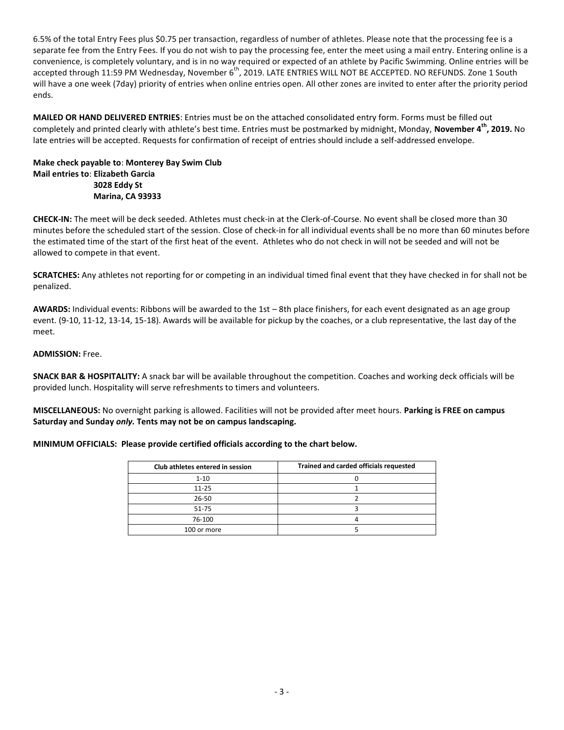6.5% of the total Entry Fees plus $0.75 per transaction, regardless of number of athletes. Please note that the processing fee is a separate fee from the Entry Fees. If you do not wish to pay the processing fee, enter the meet using a mail entry. Entering online is a convenience, is completely voluntary, and is in no way required or expected of an athlete by Pacific Swimming. Online entries will be accepted through 11:59 PM Wednesday, November 6th, 2019. LATE ENTRIES WILL NOT BE ACCEPTED. NO REFUNDS. Zone 1 South will have a one week (7day) priority of entries when online entries open. All other zones are invited to enter after the priority period ends.

**MAILED OR HAND DELIVERED ENTRIES**: Entries must be on the attached consolidated entry form. Forms must be filled out completely and printed clearly with athlete's best time. Entries must be postmarked by midnight, Monday, **November 4th, 2019.** No late entries will be accepted. Requests for confirmation of receipt of entries should include a self-addressed envelope.

**Make check payable to**: **Monterey Bay Swim Club**
**Mail entries to**: **Elizabeth Garcia**
**3028 Eddy St**
**Marina, CA 93933**

**CHECK-IN:** The meet will be deck seeded. Athletes must check-in at the Clerk-of-Course. No event shall be closed more than 30 minutes before the scheduled start of the session. Close of check-in for all individual events shall be no more than 60 minutes before the estimated time of the start of the first heat of the event. Athletes who do not check in will not be seeded and will not be allowed to compete in that event.

**SCRATCHES:** Any athletes not reporting for or competing in an individual timed final event that they have checked in for shall not be penalized.

**AWARDS:** Individual events: Ribbons will be awarded to the 1st – 8th place finishers, for each event designated as an age group event. (9-10, 11-12, 13-14, 15-18). Awards will be available for pickup by the coaches, or a club representative, the last day of the meet.

**ADMISSION:** Free.

**SNACK BAR & HOSPITALITY:** A snack bar will be available throughout the competition. Coaches and working deck officials will be provided lunch. Hospitality will serve refreshments to timers and volunteers.

**MISCELLANEOUS:** No overnight parking is allowed. Facilities will not be provided after meet hours. **Parking is FREE on campus Saturday and Sunday *only.* Tents may not be on campus landscaping.**

**MINIMUM OFFICIALS: Please provide certified officials according to the chart below.**

| Club athletes entered in session | Trained and carded officials requested |
|---|---|
| 1-10 | 0 |
| 11-25 | 1 |
| 26-50 | 2 |
| 51-75 | 3 |
| 76-100 | 4 |
| 100 or more | 5 |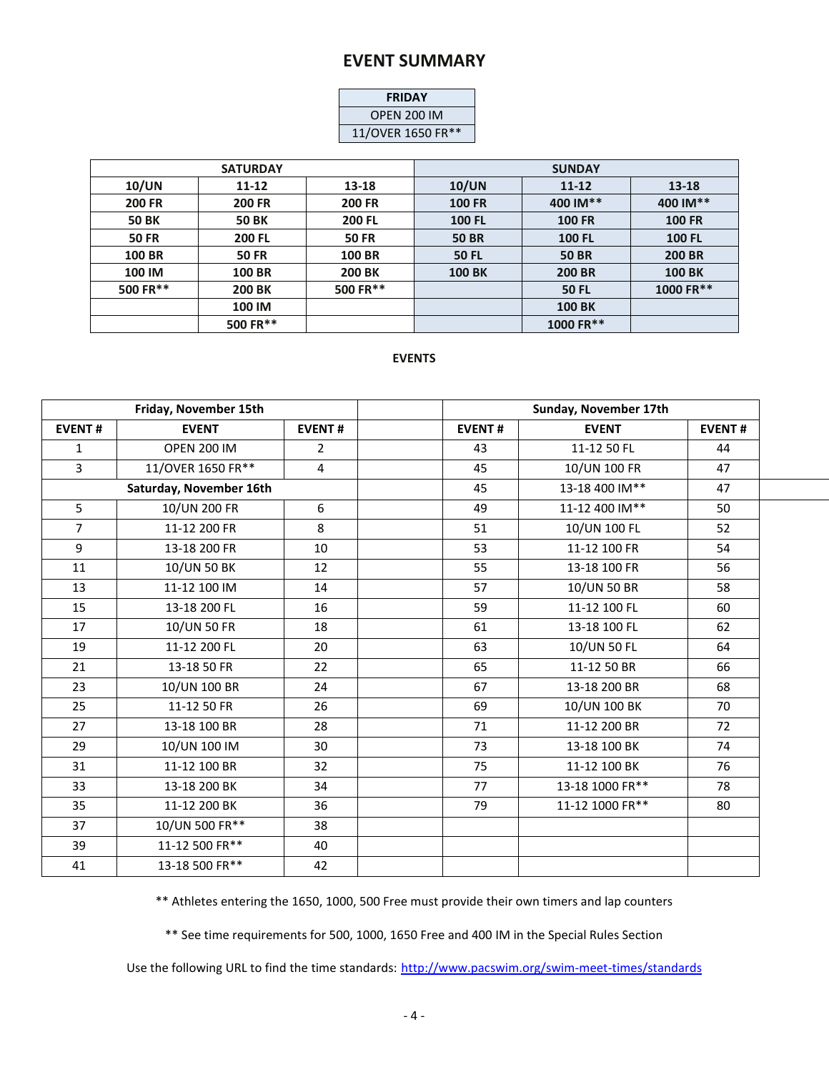# EVENT SUMMARY

| FRIDAY |
|---|
| OPEN 200 IM |
| 11/OVER 1650 FR** |

| SATURDAY | | | SUNDAY | | |
|---|---|---|---|---|---|
| **10/UN** | **11-12** | **13-18** | **10/UN** | **11-12** | **13-18** |
| **200 FR** | **200 FR** | **200 FR** | **100 FR** | **400 IM**** | **400 IM**** |
| **50 BK** | **50 BK** | **200 FL** | **100 FL** | **100 FR** | **100 FR** |
| **50 FR** | **200 FL** | **50 FR** | **50 BR** | **100 FL** | **100 FL** |
| **100 BR** | **50 FR** | **100 BR** | **50 FL** | **50 BR** | **200 BR** |
| **100 IM** | **100 BR** | **200 BK** | **100 BK** | **200 BR** | **100 BK** |
| **500 FR**** | **200 BK** | **500 FR**** | | **50 FL** | **1000 FR**** |
| | **100 IM** | | | **100 BK** | |
| | **500 FR**** | | | **1000 FR**** | |

**EVENTS**

| Friday, November 15th | | | | Sunday, November 17th | | |
|---|---|---|---|---|---|---|
| **EVENT #** | **EVENT** | **EVENT #** | | **EVENT #** | **EVENT** | **EVENT #** |
| 1 | OPEN 200 IM | 2 | | 43 | 11-12 50 FL | 44 |
| 3 | 11/OVER 1650 FR** | 4 | | 45 | 10/UN 100 FR | 47 |
| **Saturday, November 16th** | | | | 45 | 13-18 400 IM** | 47 |
| 5 | 10/UN 200 FR | 6 | | 49 | 11-12 400 IM** | 50 |
| 7 | 11-12 200 FR | 8 | | 51 | 10/UN 100 FL | 52 |
| 9 | 13-18 200 FR | 10 | | 53 | 11-12 100 FR | 54 |
| 11 | 10/UN 50 BK | 12 | | 55 | 13-18 100 FR | 56 |
| 13 | 11-12 100 IM | 14 | | 57 | 10/UN 50 BR | 58 |
| 15 | 13-18 200 FL | 16 | | 59 | 11-12 100 FL | 60 |
| 17 | 10/UN 50 FR | 18 | | 61 | 13-18 100 FL | 62 |
| 19 | 11-12 200 FL | 20 | | 63 | 10/UN 50 FL | 64 |
| 21 | 13-18 50 FR | 22 | | 65 | 11-12 50 BR | 66 |
| 23 | 10/UN 100 BR | 24 | | 67 | 13-18 200 BR | 68 |
| 25 | 11-12 50 FR | 26 | | 69 | 10/UN 100 BK | 70 |
| 27 | 13-18 100 BR | 28 | | 71 | 11-12 200 BR | 72 |
| 29 | 10/UN 100 IM | 30 | | 73 | 13-18 100 BK | 74 |
| 31 | 11-12 100 BR | 32 | | 75 | 11-12 100 BK | 76 |
| 33 | 13-18 200 BK | 34 | | 77 | 13-18 1000 FR** | 78 |
| 35 | 11-12 200 BK | 36 | | 79 | 11-12 1000 FR** | 80 |
| 37 | 10/UN 500 FR** | 38 | | | | |
| 39 | 11-12 500 FR** | 40 | | | | |
| 41 | 13-18 500 FR** | 42 | | | | |

** Athletes entering the 1650, 1000, 500 Free must provide their own timers and lap counters

** See time requirements for 500, 1000, 1650 Free and 400 IM in the Special Rules Section

Use the following URL to find the time standards: http://www.pacswim.org/swim-meet-times/standards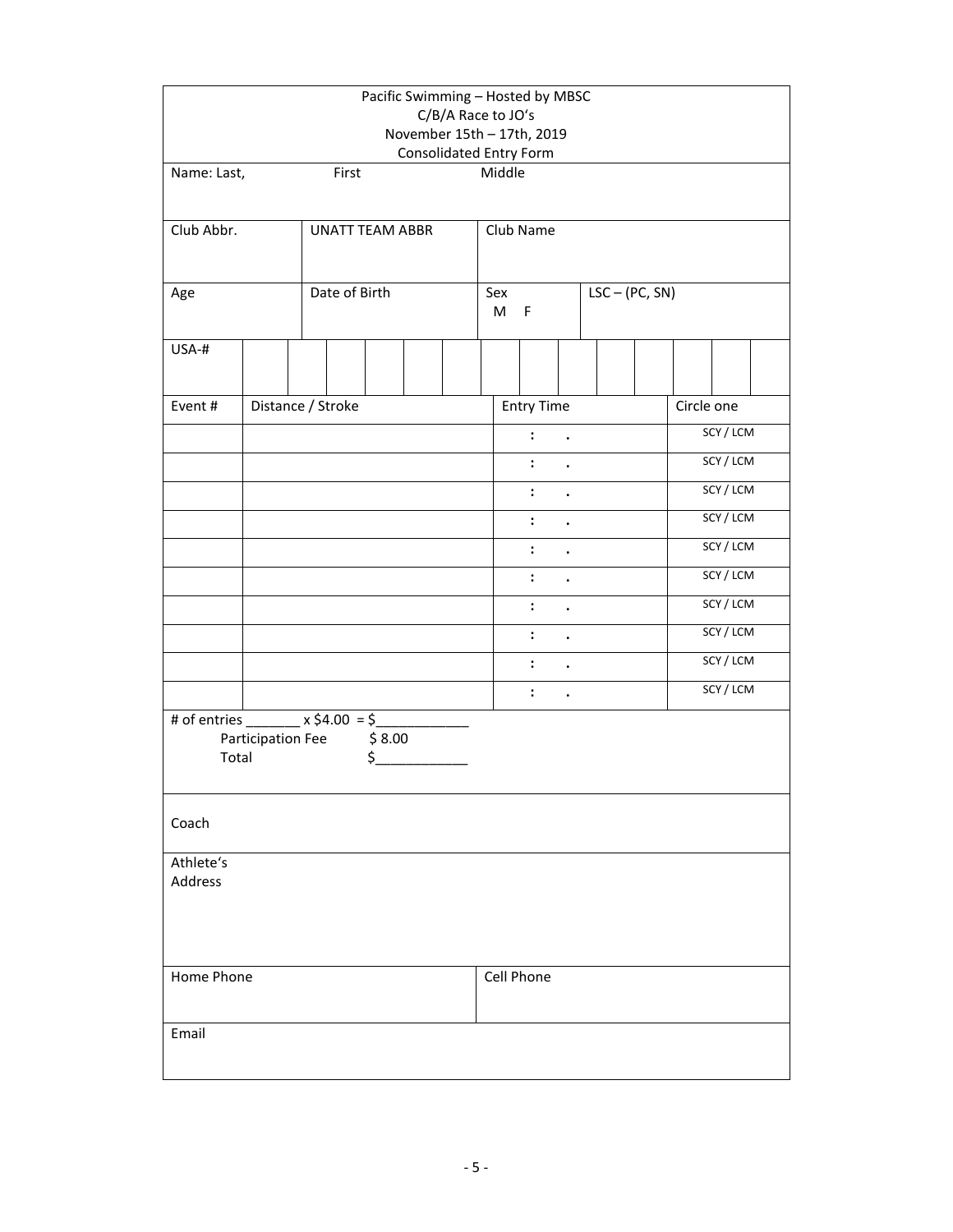Pacific Swimming – Hosted by MBSC
C/B/A Race to JO's
November 15th – 17th, 2019
Consolidated Entry Form

| Name: Last, | First | Middle | |
|---|---|---|---|
| | | | |
| Club Abbr. | UNATT TEAM ABBR | Club Name | |
| Age | Date of Birth | Sex<br>M F | LSC – (PC, SN) |

| USA-# | | | | | | | | | | | | | | |
|---|---|---|---|---|---|---|---|---|---|---|---|---|---|---|

| Event # | Distance / Stroke | Entry Time | Circle one |
|---|---|---|---|
| | | : . | SCY / LCM |
| | | : . | SCY / LCM |
| | | : . | SCY / LCM |
| | | : . | SCY / LCM |
| | | : . | SCY / LCM |
| | | : . | SCY / LCM |
| | | : . | SCY / LCM |
| | | : . | SCY / LCM |
| | | : . | SCY / LCM |
| | | : . | SCY / LCM |

# of entries _______ x $4.00 = $____________
Participation Fee $ 8.00
Total $____________

Coach

Athlete's Address

| Home Phone | Cell Phone |
|---|---|
| | |

Email